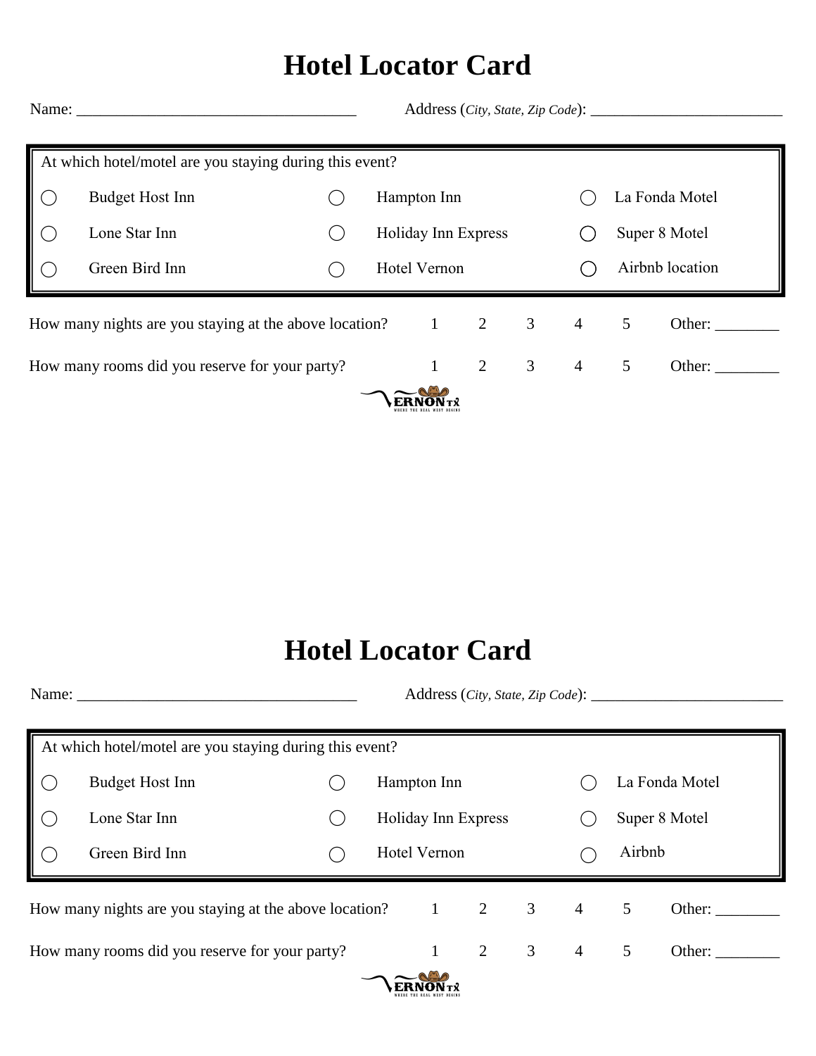# Hotel Locator Card

Name: ___________________________________ Address (*City, State, Zip Code*): ________________________

At which hotel/motel are you staying during this event?

| | | |
|---|---|---|
| ◯ Budget Host Inn | ◯ Hampton Inn | ◯ La Fonda Motel |
| ◯ Lone Star Inn | ◯ Holiday Inn Express | ◯ Super 8 Motel |
| ◯ Green Bird Inn | ◯ Hotel Vernon | ◯ Airbnb location |

How many nights are you staying at the above location? 1 2 3 4 5 Other: ________

How many rooms did you reserve for your party? 1 2 3 4 5 Other: ________

VERNON TX
WHERE THE REAL WEST BEGINS

# Hotel Locator Card

Name: ___________________________________ Address (*City, State, Zip Code*): ________________________

At which hotel/motel are you staying during this event?

| | | |
|---|---|---|
| ◯ Budget Host Inn | ◯ Hampton Inn | ◯ La Fonda Motel |
| ◯ Lone Star Inn | ◯ Holiday Inn Express | ◯ Super 8 Motel |
| ◯ Green Bird Inn | ◯ Hotel Vernon | ◯ Airbnb |

How many nights are you staying at the above location? 1 2 3 4 5 Other: ________

How many rooms did you reserve for your party? 1 2 3 4 5 Other: ________

VERNON TX
WHERE THE REAL WEST BEGINS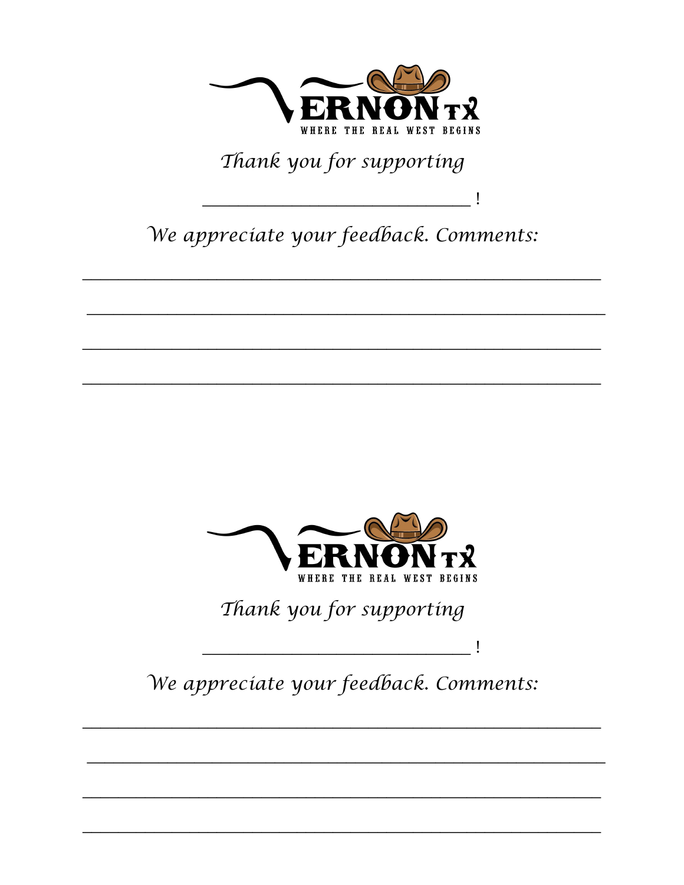VERNON TX

WHERE THE REAL WEST BEGINS

*Thank you for supporting*

______________________________ !

*We appreciate your feedback. Comments:*

___________________________________________________________

___________________________________________________________

___________________________________________________________

___________________________________________________________

VERNON TX

WHERE THE REAL WEST BEGINS

*Thank you for supporting*

______________________________ !

*We appreciate your feedback. Comments:*

___________________________________________________________

___________________________________________________________

___________________________________________________________

___________________________________________________________